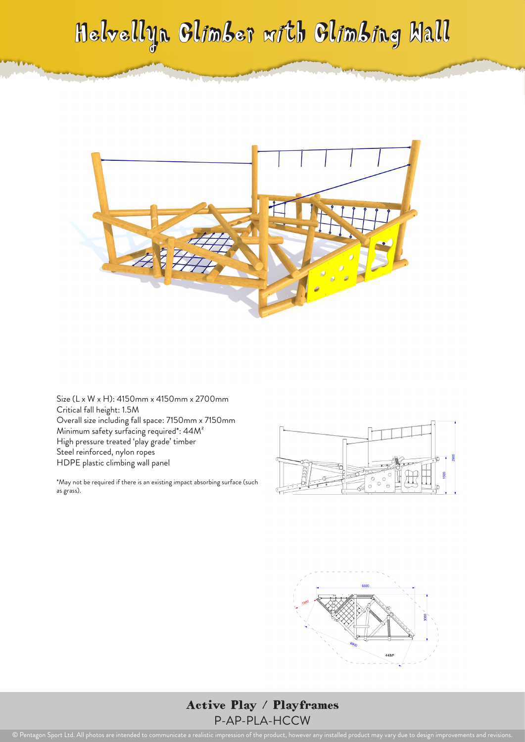# Helvellyn Climber with Climbing Wall

Size (L x W x H): 4150mm x 4150mm x 2700mm
Critical fall height: 1.5M
Overall size including fall space: 7150mm x 7150mm
Minimum safety surfacing required*: 44M²
High pressure treated 'play grade' timber
Steel reinforced, nylon ropes
HDPE plastic climbing wall panel

*May not be required if there is an existing impact absorbing surface (such as grass).

**Active Play / Playframes**

P-AP-PLA-HCCW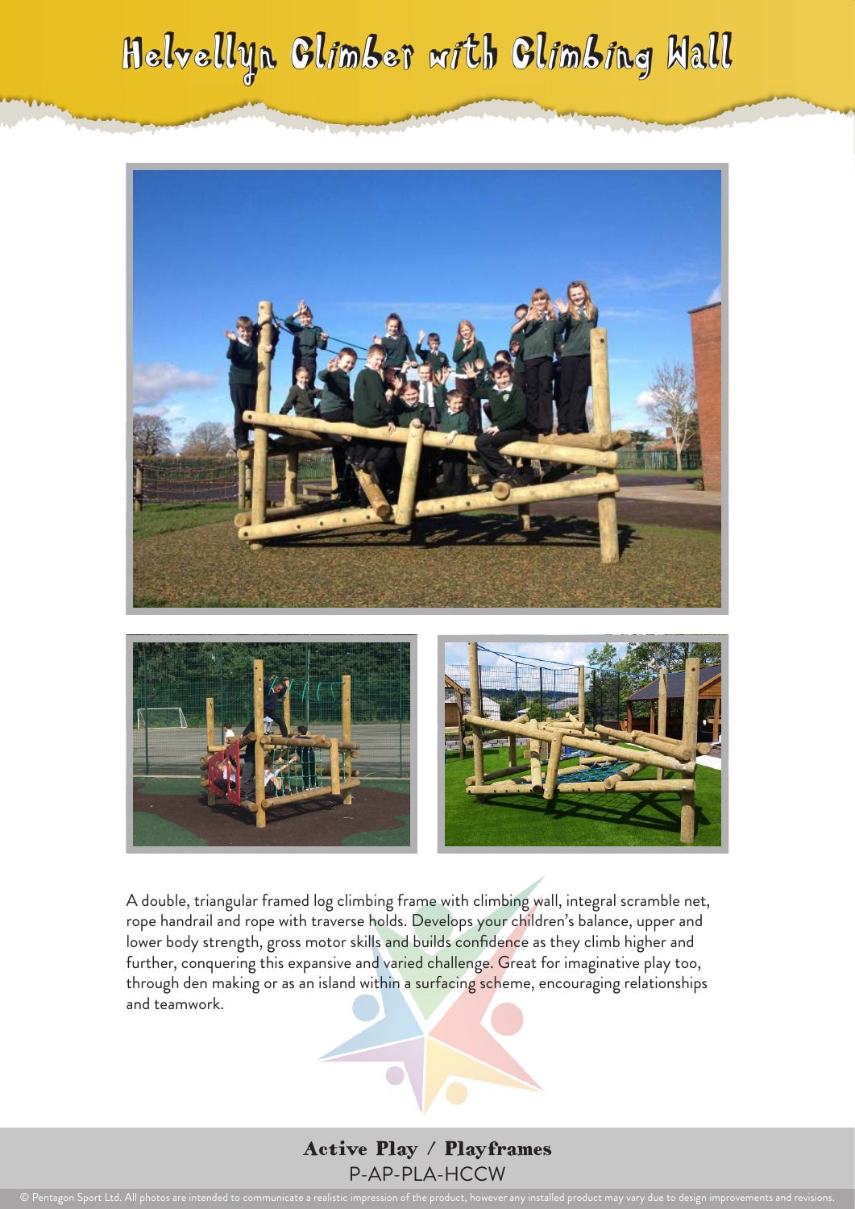# Helvellyn Climber with Climbing Wall

A double, triangular framed log climbing frame with climbing wall, integral scramble net, rope handrail and rope with traverse holds. Develops your children's balance, upper and lower body strength, gross motor skills and builds confidence as they climb higher and further, conquering this expansive and varied challenge. Great for imaginative play too, through den making or as an island within a surfacing scheme, encouraging relationships and teamwork.

**Active Play / Playframes**

P-AP-PLA-HCCW

© Pentagon Sport Ltd. All photos are intended to communicate a realistic impression of the product, however any installed product may vary due to design improvements and revisions.